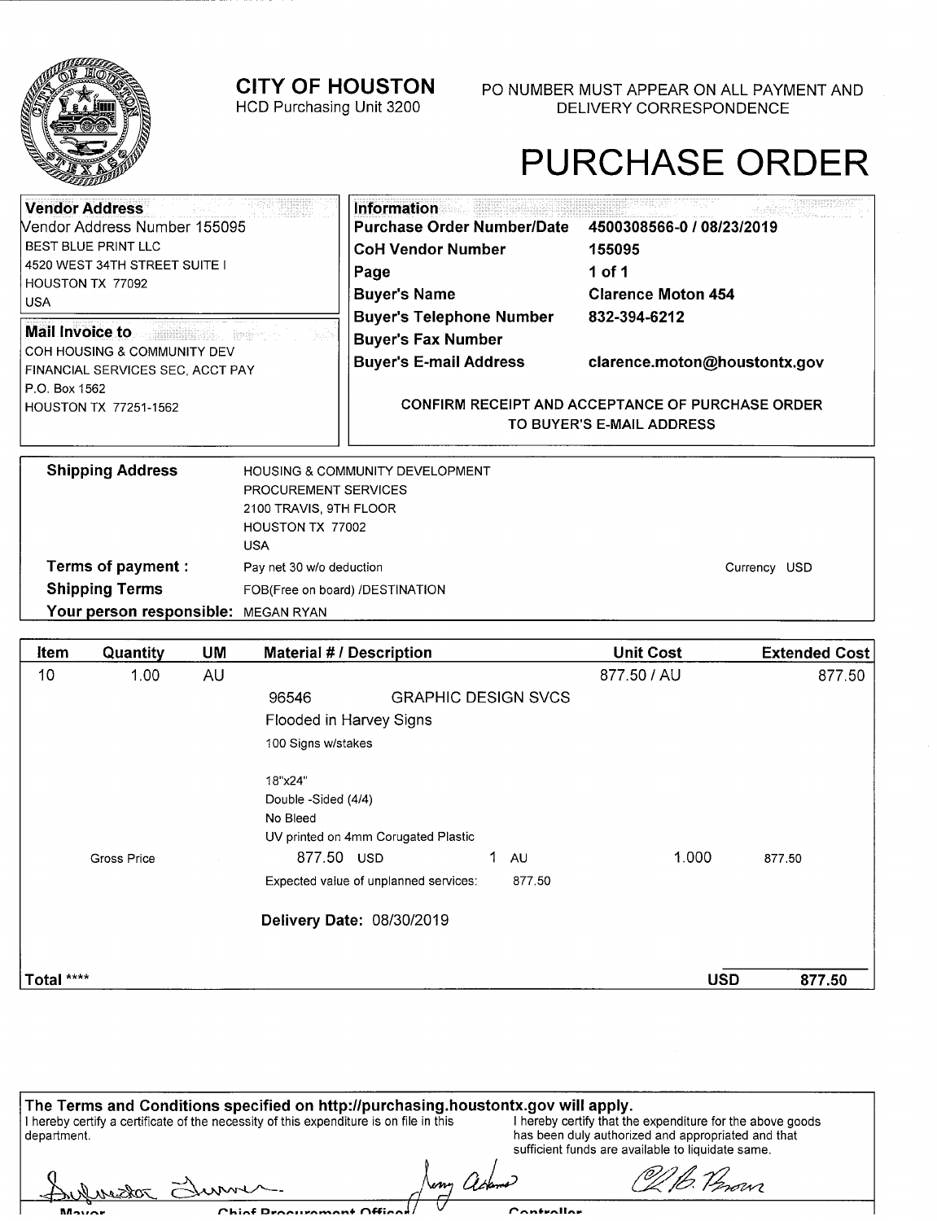**CITY OF HOUSTON**
HCD Purchasing Unit 3200

PO NUMBER MUST APPEAR ON ALL PAYMENT AND DELIVERY CORRESPONDENCE

# PURCHASE ORDER

**Vendor Address**
Vendor Address Number 155095
BEST BLUE PRINT LLC
4520 WEST 34TH STREET SUITE I
HOUSTON TX 77092
USA

**Mail Invoice to**
COH HOUSING & COMMUNITY DEV
FINANCIAL SERVICES SEC, ACCT PAY
P.O. Box 1562
HOUSTON TX 77251-1562

**Information**

| | |
|---|---|
| **Purchase Order Number/Date** | **4500308566-0 / 08/23/2019** |
| **CoH Vendor Number** | **155095** |
| **Page** | **1 of 1** |
| **Buyer's Name** | **Clarence Moton 454** |
| **Buyer's Telephone Number** | **832-394-6212** |
| **Buyer's Fax Number** | |
| **Buyer's E-mail Address** | **clarence.moton@houstontx.gov** |

CONFIRM RECEIPT AND ACCEPTANCE OF PURCHASE ORDER TO BUYER'S E-MAIL ADDRESS

**Shipping Address** HOUSING & COMMUNITY DEVELOPMENT
PROCUREMENT SERVICES
2100 TRAVIS, 9TH FLOOR
HOUSTON TX 77002
USA

**Terms of payment :** Pay net 30 w/o deduction — Currency USD

**Shipping Terms** FOB(Free on board) /DESTINATION

**Your person responsible:** MEGAN RYAN

| Item | Quantity | UM | Material # / Description | Unit Cost | Extended Cost |
|---|---|---|---|---|---|
| 10 | 1.00 | AU | | 877.50 / AU | 877.50 |
| | | | 96546 GRAPHIC DESIGN SVCS | | |
| | | | Flooded in Harvey Signs | | |
| | | | 100 Signs w/stakes | | |
| | | | 18"x24" | | |
| | | | Double -Sided (4/4) | | |
| | | | No Bleed | | |
| | | | UV printed on 4mm Corugated Plastic | | |
| | Gross Price | | 877.50 USD 1 AU | 1.000 | 877.50 |
| | | | Expected value of unplanned services: 877.50 | | |
| | | | **Delivery Date:** 08/30/2019 | | |
| **Total** **** | | | | **USD** | **877.50** |

**The Terms and Conditions specified on http://purchasing.houstontx.gov will apply.**

I hereby certify a certificate of the necessity of this expenditure is on file in this department.

I hereby certify that the expenditure for the above goods has been duly authorized and appropriated and that sufficient funds are available to liquidate same.

Mayor — Chief Procurement Officer — Controller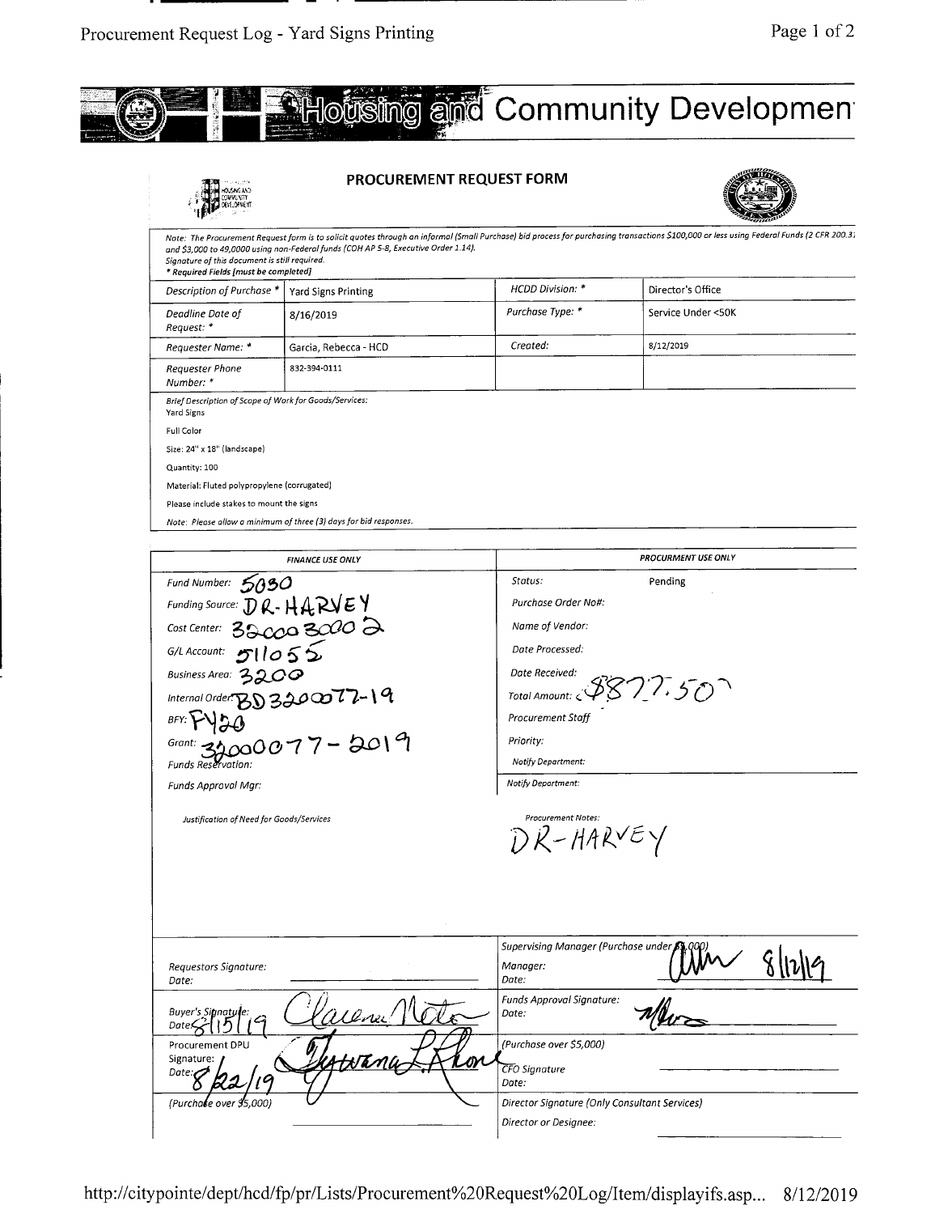# Housing and Community Developmen

## PROCUREMENT REQUEST FORM

*Note: The Procurement Request form is to solicit quotes through an informal (Small Purchase) bid process for purchasing transactions $100,000 or less using Federal Funds (2 CFR 200.3) and $3,000 to 49,0000 using non-Federal funds (COH AP 5-8, Executive Order 1.14). Signature of this document is still required.*
*\* Required Fields (must be completed)*

| | | | |
|---|---|---|---|
| *Description of Purchase \** | Yard Signs Printing | *HCDD Division: \** | Director's Office |
| *Deadline Date of Request: \** | 8/16/2019 | *Purchase Type: \** | Service Under <50K |
| *Requester Name: \** | Garcia, Rebecca - HCD | *Created:* | 8/12/2019 |
| *Requester Phone Number: \** | 832-394-0111 | | |

*Brief Description of Scope of Work for Goods/Services:*
Yard Signs
Full Color
Size: 24" x 18" (landscape)
Quantity: 100
Material: Fluted polypropylene (corrugated)
Please include stakes to mount the signs
*Note: Please allow a minimum of three (3) days for bid responses.*

| *FINANCE USE ONLY* | *PROCURMENT USE ONLY* |
|---|---|
| *Fund Number:* 5030 | *Status:* Pending |
| *Funding Source:* DR-HARVEY | *Purchase Order No#:* |
| *Cost Center:* 320003000 2 | *Name of Vendor:* |
| *G/L Account:* 511055 | *Date Processed:* |
| *Business Area:* 3200 | *Date Received:* |
| *Internal Order:* BD320077-19 | *Total Amount:* $877.50 |
| *BFY:* FY20 | *Procurement Staff* |
| *Grant:* 32000077-2019 | *Priority:* |
| *Funds Reservation:* | *Notify Department:* |
| *Funds Approval Mgr:* | *Notify Department:* |
| *Justification of Need for Goods/Services* | *Procurement Notes:* DR-HARVEY |

| | |
|---|---|
| *Requestors Signature:* *Date:* | *Supervising Manager (Purchase under $5,000)* *Manager:* [signature] *Date:* 8/12/19 |
| *Buyer's Signature:* [signature] *Date:* 8/15/19 | *Funds Approval Signature:* [signature] *Date:* |
| Procurement DPU Signature: [signature] *Date:* 8/22/19 *(Purchase over $5,000)* | *(Purchase over $5,000)* *CFO Signature* *Date:* |
| | *Director Signature (Only Consultant Services)* *Director or Designee:* |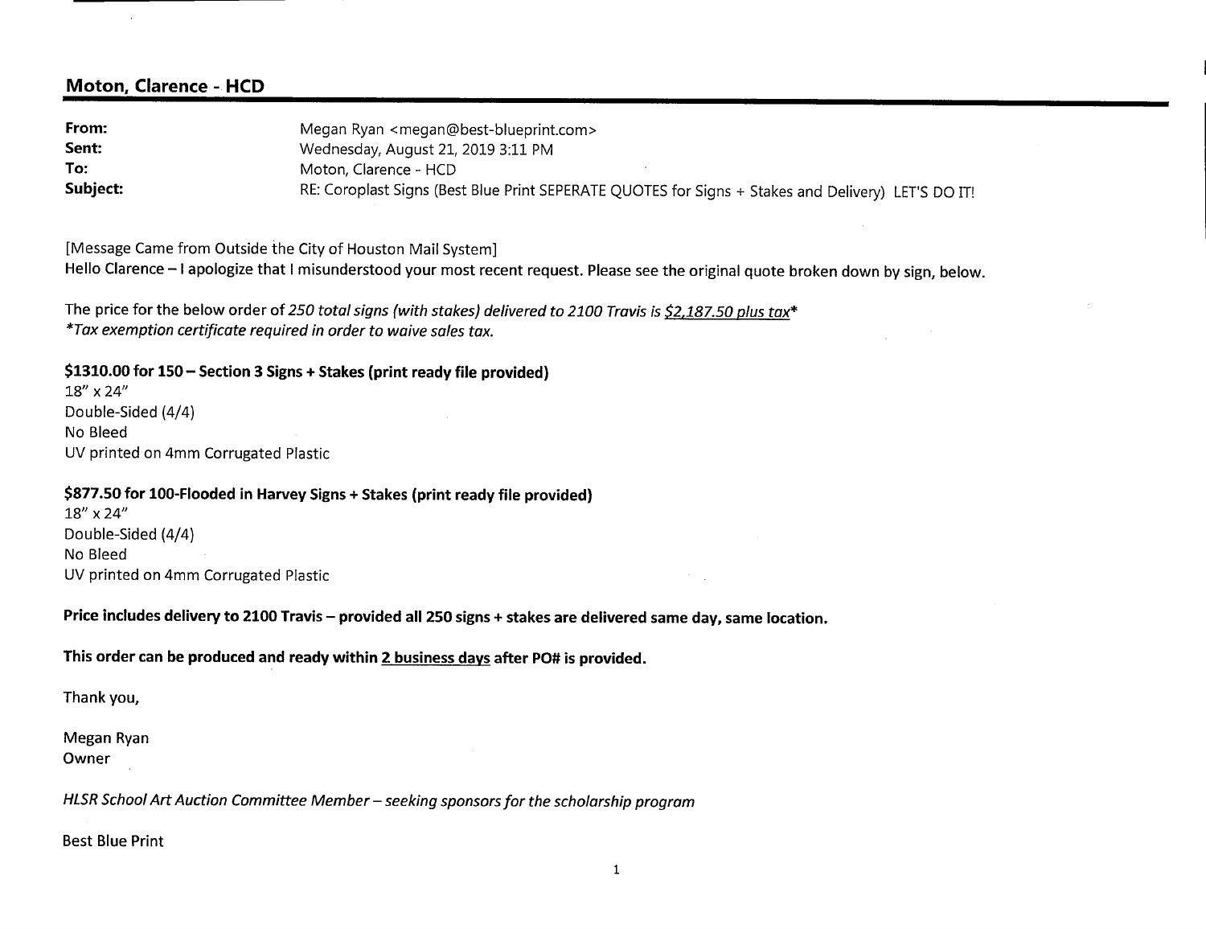## Moton, Clarence - HCD

| | |
|---|---|
| **From:** | Megan Ryan <megan@best-blueprint.com> |
| **Sent:** | Wednesday, August 21, 2019 3:11 PM |
| **To:** | Moton, Clarence - HCD |
| **Subject:** | RE: Coroplast Signs (Best Blue Print SEPERATE QUOTES for Signs + Stakes and Delivery) LET'S DO IT! |

[Message Came from Outside the City of Houston Mail System]
Hello Clarence – I apologize that I misunderstood your most recent request. Please see the original quote broken down by sign, below.

The price for the below order of *250 total signs (with stakes) delivered to 2100 Travis is* *<u>$2,187.50 plus tax</u>**
**Tax exemption certificate required in order to waive sales tax.*

**$1310.00 for 150 – Section 3 Signs + Stakes (print ready file provided)**
18" x 24"
Double-Sided (4/4)
No Bleed
UV printed on 4mm Corrugated Plastic

**$877.50 for 100-Flooded in Harvey Signs + Stakes (print ready file provided)**
18" x 24"
Double-Sided (4/4)
No Bleed
UV printed on 4mm Corrugated Plastic

**Price includes delivery to 2100 Travis – provided all 250 signs + stakes are delivered same day, same location.**

**This order can be produced and ready within <u>2 business days</u> after PO# is provided.**

Thank you,

Megan Ryan
Owner

*HLSR School Art Auction Committee Member – seeking sponsors for the scholarship program*

Best Blue Print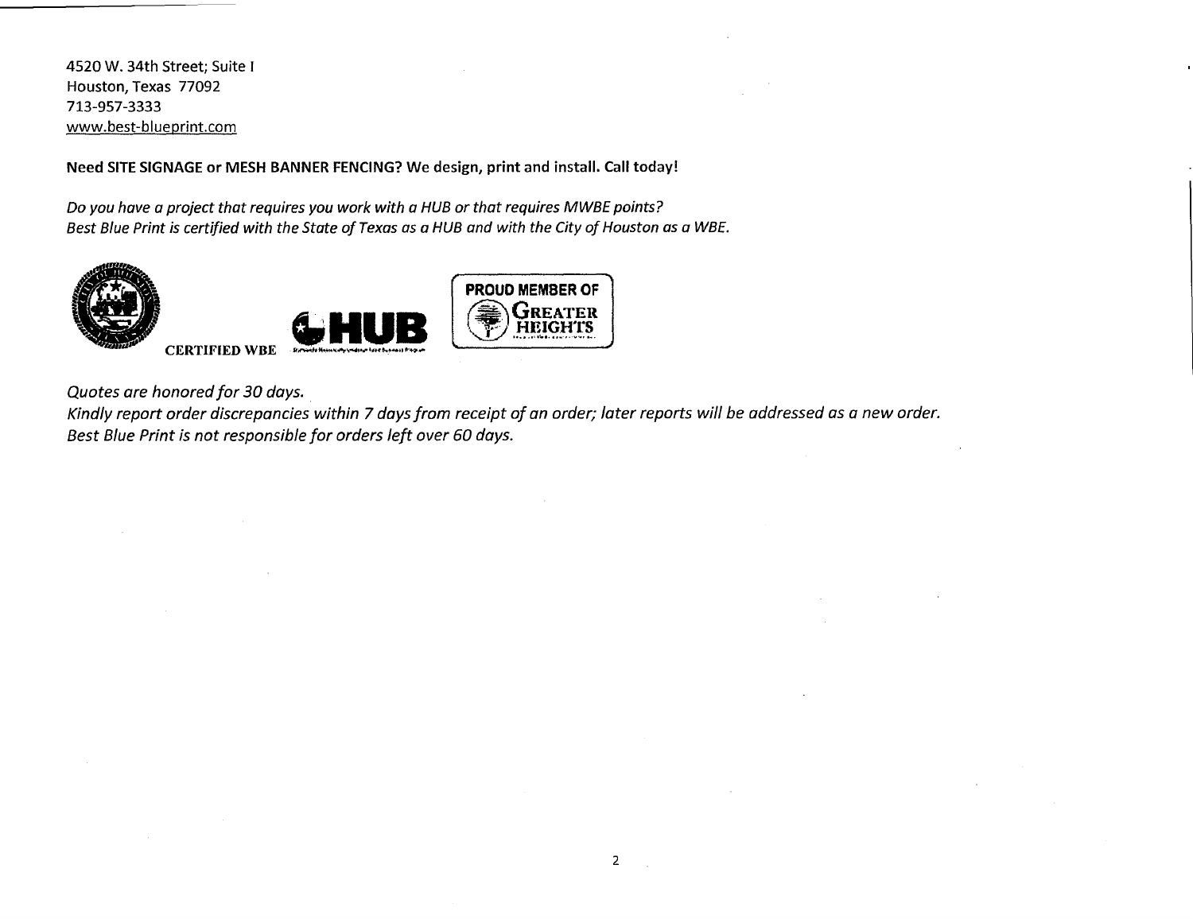4520 W. 34th Street; Suite I
Houston, Texas 77092
713-957-3333
www.best-blueprint.com

**Need SITE SIGNAGE or MESH BANNER FENCING? We design, print and install. Call today!**

*Do you have a project that requires you work with a HUB or that requires MWBE points?*
*Best Blue Print is certified with the State of Texas as a HUB and with the City of Houston as a WBE.*

CERTIFIED WBE

HUB

PROUD MEMBER OF GREATER HEIGHTS

*Quotes are honored for 30 days.*
*Kindly report order discrepancies within 7 days from receipt of an order; later reports will be addressed as a new order.*
*Best Blue Print is not responsible for orders left over 60 days.*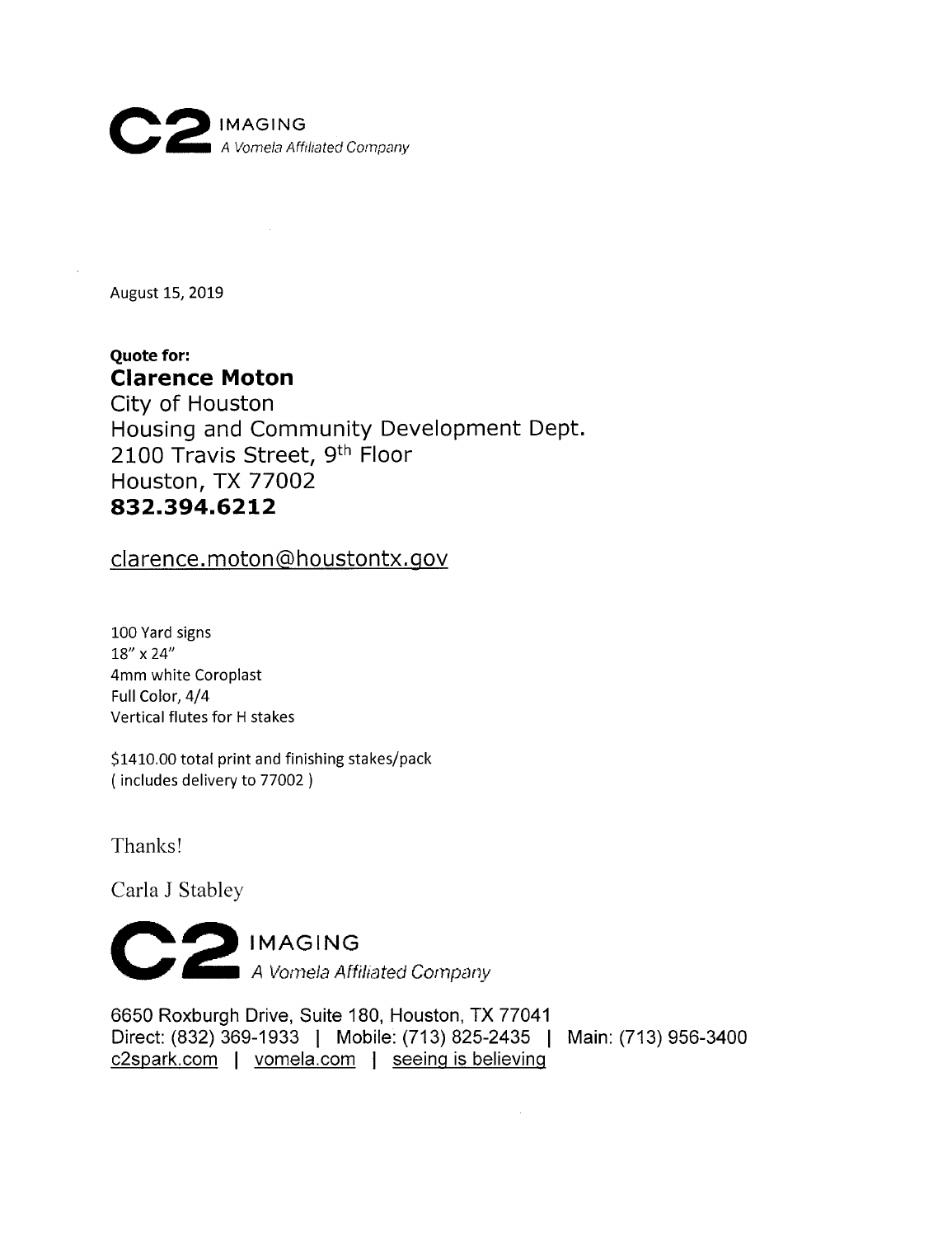**C2** IMAGING
*A Vomela Affiliated Company*

August 15, 2019

**Quote for:**
**Clarence Moton**
City of Houston
Housing and Community Development Dept.
2100 Travis Street, 9th Floor
Houston, TX 77002
**832.394.6212**

clarence.moton@houstontx.gov

100 Yard signs
18" x 24"
4mm white Coroplast
Full Color, 4/4
Vertical flutes for H stakes

$1410.00 total print and finishing stakes/pack
( includes delivery to 77002 )

Thanks!

Carla J Stabley

**C2** IMAGING
*A Vomela Affiliated Company*

6650 Roxburgh Drive, Suite 180, Houston, TX 77041
Direct: (832) 369-1933 | Mobile: (713) 825-2435 | Main: (713) 956-3400
c2spark.com | vomela.com | seeing is believing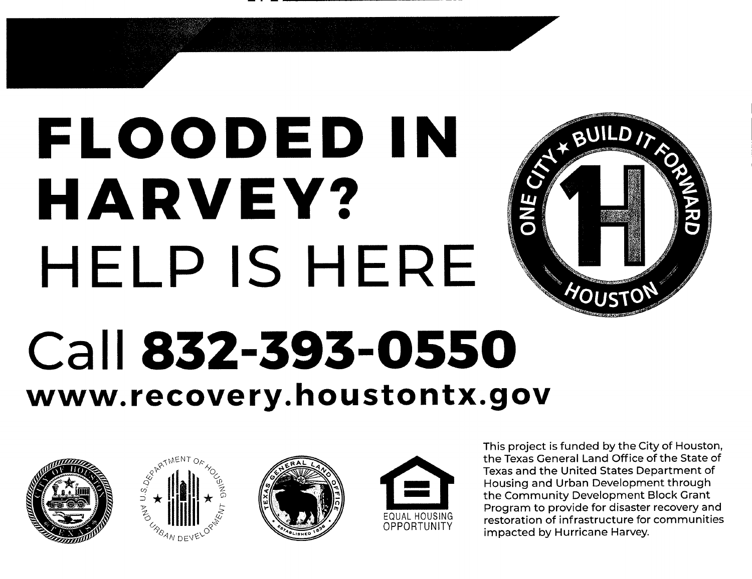# FLOODED IN HARVEY?

# HELP IS HERE

ONE CITY ★ BUILD IT FORWARD HOUSTON

## Call **832-393-0550**

**www.recovery.houstontx.gov**

EQUAL HOUSING OPPORTUNITY

This project is funded by the City of Houston, the Texas General Land Office of the State of Texas and the United States Department of Housing and Urban Development through the Community Development Block Grant Program to provide for disaster recovery and restoration of infrastructure for communities impacted by Hurricane Harvey.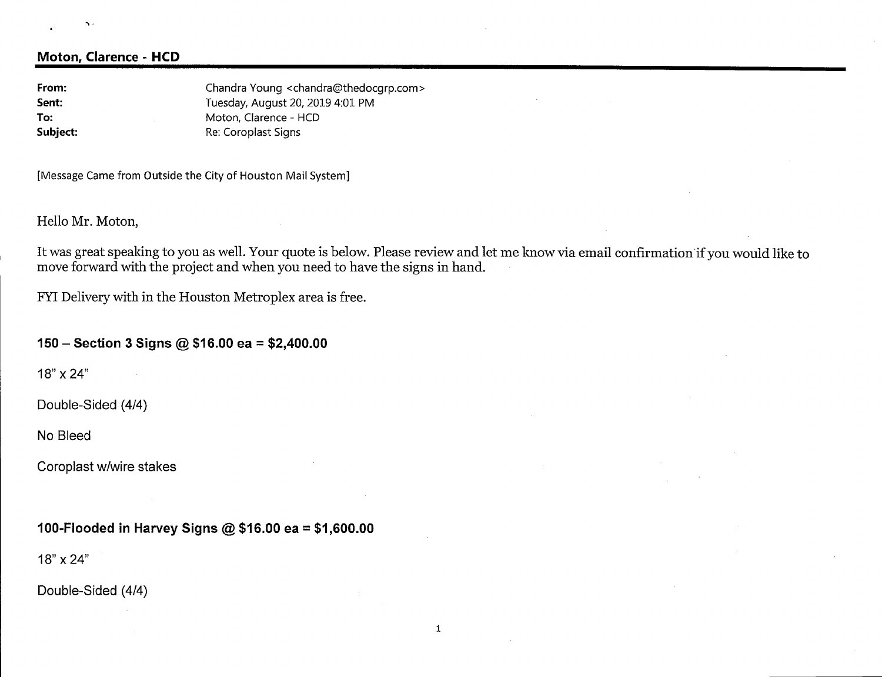## Moton, Clarence - HCD

| | |
|---|---|
| **From:** | Chandra Young <chandra@thedocgrp.com> |
| **Sent:** | Tuesday, August 20, 2019 4:01 PM |
| **To:** | Moton, Clarence - HCD |
| **Subject:** | Re: Coroplast Signs |

[Message Came from Outside the City of Houston Mail System]

Hello Mr. Moton,

It was great speaking to you as well. Your quote is below. Please review and let me know via email confirmation if you would like to move forward with the project and when you need to have the signs in hand.

FYI Delivery with in the Houston Metroplex area is free.

**150 – Section 3 Signs @ $16.00 ea = $2,400.00**

18" x 24"

Double-Sided (4/4)

No Bleed

Coroplast w/wire stakes

**100-Flooded in Harvey Signs @ $16.00 ea = $1,600.00**

18" x 24"

Double-Sided (4/4)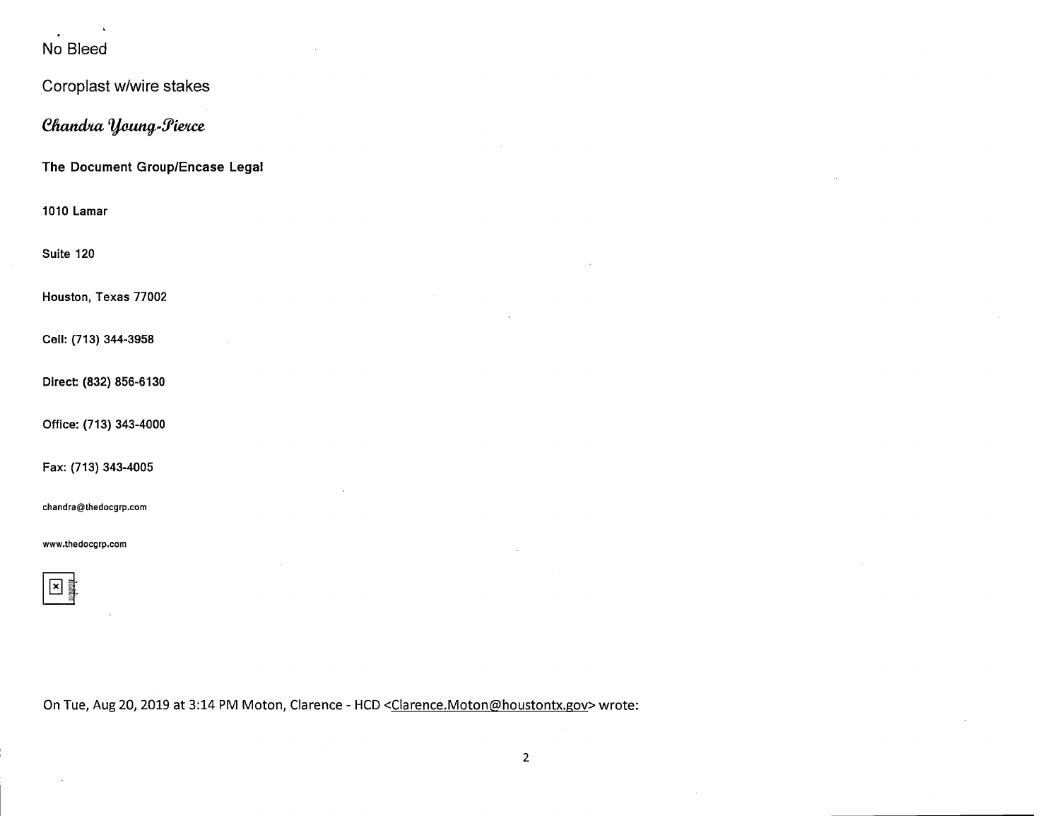No Bleed

Coroplast w/wire stakes

*Chandra Young-Pierce*

**The Document Group/Encase Legal**

**1010 Lamar**

**Suite 120**

**Houston, Texas 77002**

**Cell: (713) 344-3958**

**Direct: (832) 856-6130**

**Office: (713) 343-4000**

**Fax: (713) 343-4005**

**chandra@thedocgrp.com**

**www.thedocgrp.com**

On Tue, Aug 20, 2019 at 3:14 PM Moton, Clarence - HCD <Clarence.Moton@houstontx.gov> wrote: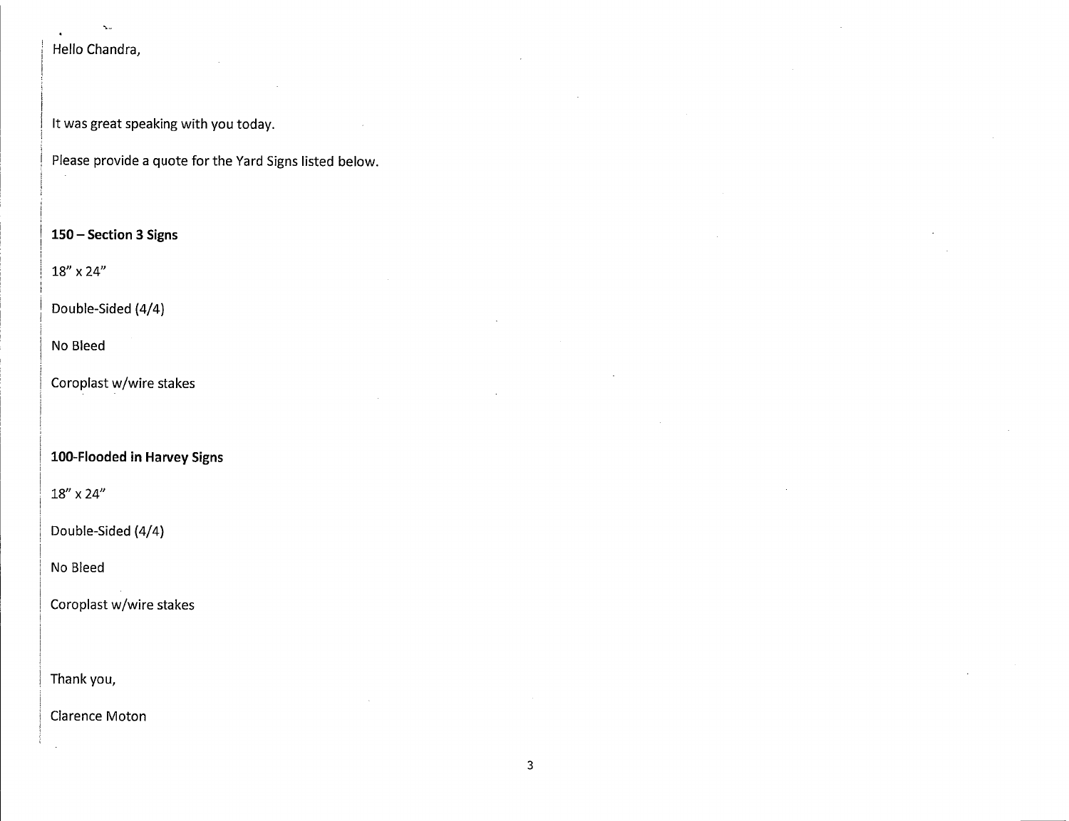Hello Chandra,

It was great speaking with you today.

Please provide a quote for the Yard Signs listed below.

**150 – Section 3 Signs**

18" x 24"

Double-Sided (4/4)

No Bleed

Coroplast w/wire stakes

**100-Flooded in Harvey Signs**

18" x 24"

Double-Sided (4/4)

No Bleed

Coroplast w/wire stakes

Thank you,

Clarence Moton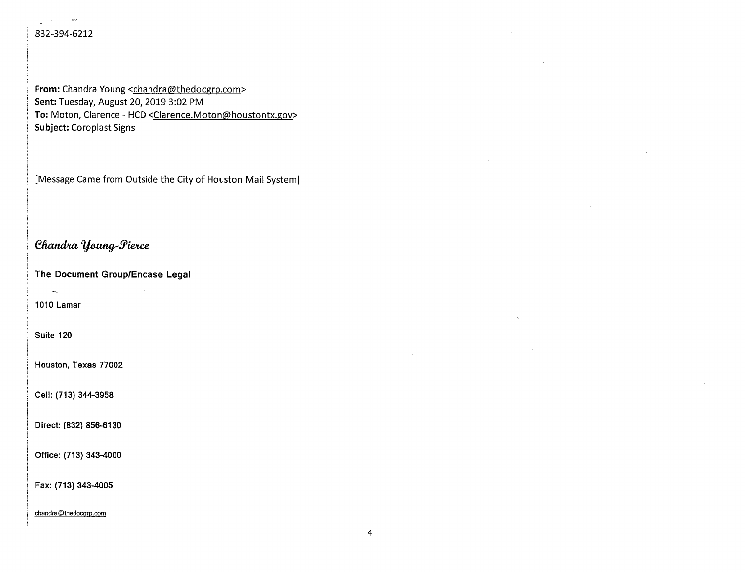832-394-6212

**From:** Chandra Young <chandra@thedocgrp.com>
**Sent:** Tuesday, August 20, 2019 3:02 PM
**To:** Moton, Clarence - HCD <Clarence.Moton@houstontx.gov>
**Subject:** Coroplast Signs

[Message Came from Outside the City of Houston Mail System]

*Chandra Young-Pierce*

**The Document Group/Encase Legal**

**1010 Lamar**

**Suite 120**

**Houston, Texas 77002**

**Cell: (713) 344-3958**

**Direct: (832) 856-6130**

**Office: (713) 343-4000**

**Fax: (713) 343-4005**

chandra@thedocgrp.com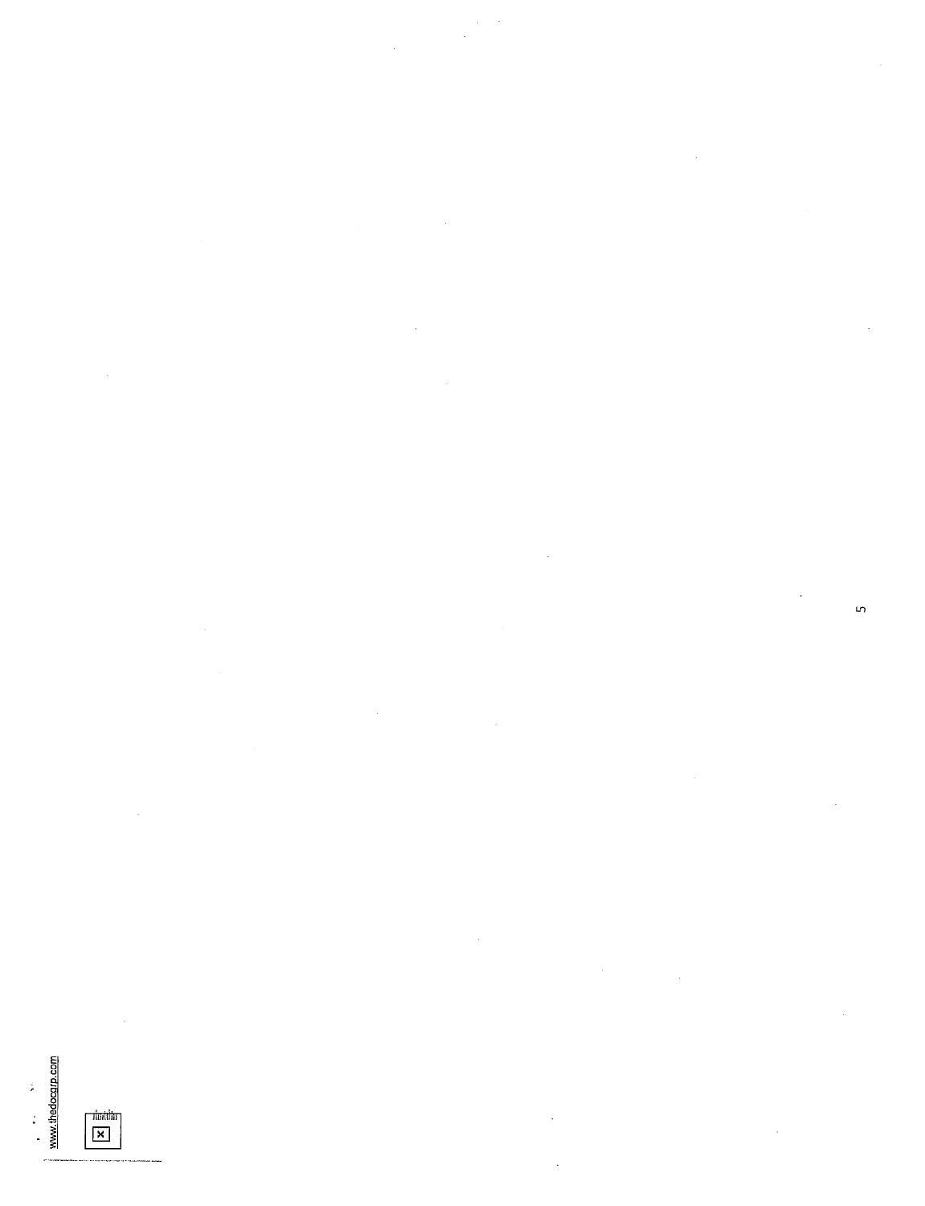www.thedocgrp.com